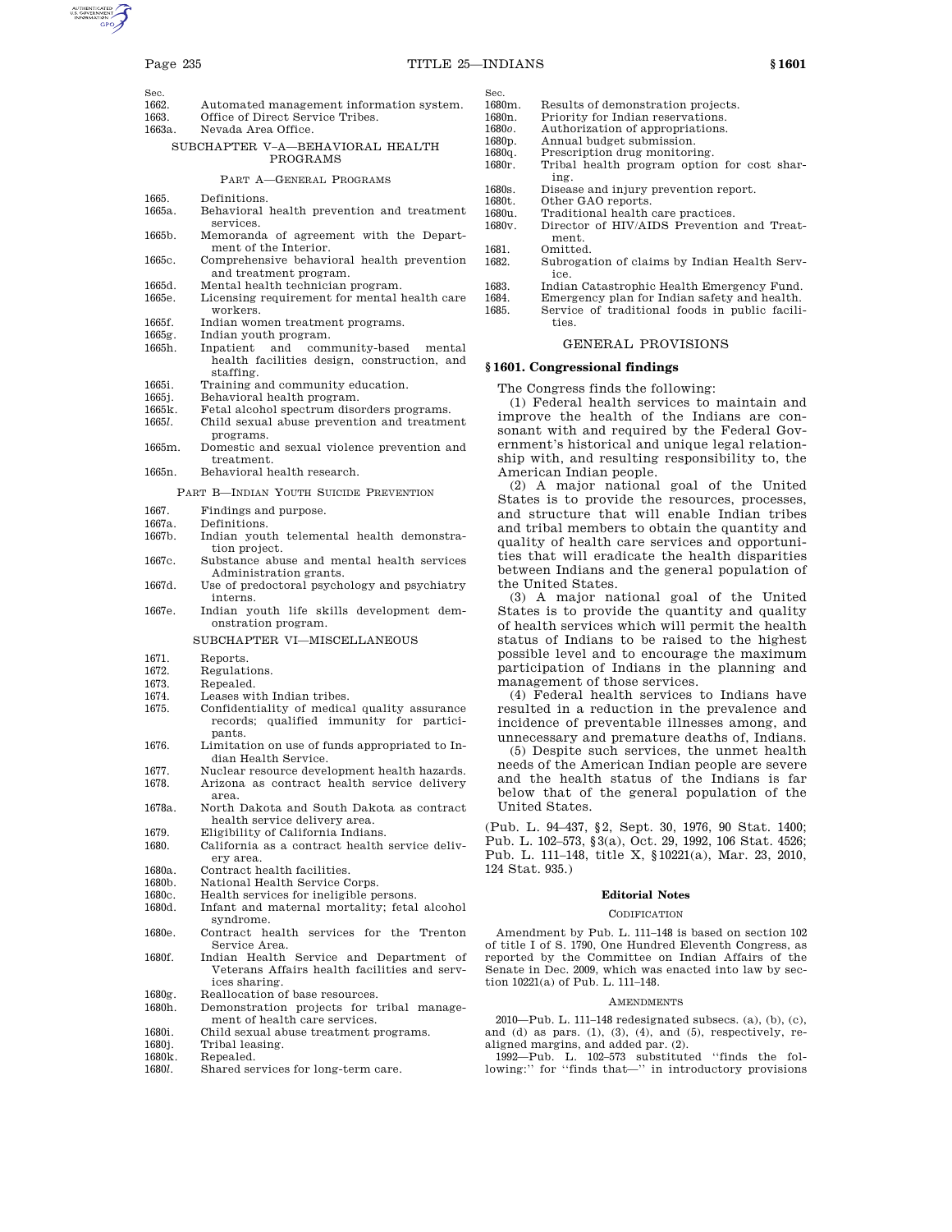Sec.

| | |
|---|---|
| 1662. | Automated management information system. |
| 1663. | Office of Direct Service Tribes. |
| 1663a. | Nevada Area Office. |

SUBCHAPTER V–A—BEHAVIORAL HEALTH PROGRAMS

PART A—GENERAL PROGRAMS

| | |
|---|---|
| 1665. | Definitions. |
| 1665a. | Behavioral health prevention and treatment services. |
| 1665b. | Memoranda of agreement with the Department of the Interior. |
| 1665c. | Comprehensive behavioral health prevention and treatment program. |
| 1665d. | Mental health technician program. |
| 1665e. | Licensing requirement for mental health care workers. |
| 1665f. | Indian women treatment programs. |
| 1665g. | Indian youth program. |
| 1665h. | Inpatient and community-based mental health facilities design, construction, and staffing. |
| 1665i. | Training and community education. |
| 1665j. | Behavioral health program. |
| 1665k. | Fetal alcohol spectrum disorders programs. |
| 1665*l*. | Child sexual abuse prevention and treatment programs. |
| 1665m. | Domestic and sexual violence prevention and treatment. |
| 1665n. | Behavioral health research. |

PART B—INDIAN YOUTH SUICIDE PREVENTION

| | |
|---|---|
| 1667. | Findings and purpose. |
| 1667a. | Definitions. |
| 1667b. | Indian youth telemental health demonstration project. |
| 1667c. | Substance abuse and mental health services Administration grants. |
| 1667d. | Use of predoctoral psychology and psychiatry interns. |
| 1667e. | Indian youth life skills development demonstration program. |

SUBCHAPTER VI—MISCELLANEOUS

| | |
|---|---|
| 1671. | Reports. |
| 1672. | Regulations. |
| 1673. | Repealed. |
| 1674. | Leases with Indian tribes. |
| 1675. | Confidentiality of medical quality assurance records; qualified immunity for participants. |
| 1676. | Limitation on use of funds appropriated to Indian Health Service. |
| 1677. | Nuclear resource development health hazards. |
| 1678. | Arizona as contract health service delivery area. |
| 1678a. | North Dakota and South Dakota as contract health service delivery area. |
| 1679. | Eligibility of California Indians. |
| 1680. | California as a contract health service delivery area. |
| 1680a. | Contract health facilities. |
| 1680b. | National Health Service Corps. |
| 1680c. | Health services for ineligible persons. |
| 1680d. | Infant and maternal mortality; fetal alcohol syndrome. |
| 1680e. | Contract health services for the Trenton Service Area. |
| 1680f. | Indian Health Service and Department of Veterans Affairs health facilities and services sharing. |
| 1680g. | Reallocation of base resources. |
| 1680h. | Demonstration projects for tribal management of health care services. |
| 1680i. | Child sexual abuse treatment programs. |
| 1680j. | Tribal leasing. |
| 1680k. | Repealed. |
| 1680*l*. | Shared services for long-term care. |
| 1680m. | Results of demonstration projects. |
| 1680n. | Priority for Indian reservations. |
| 1680*o*. | Authorization of appropriations. |
| 1680p. | Annual budget submission. |
| 1680q. | Prescription drug monitoring. |
| 1680r. | Tribal health program option for cost sharing. |
| 1680s. | Disease and injury prevention report. |
| 1680t. | Other GAO reports. |
| 1680u. | Traditional health care practices. |
| 1680v. | Director of HIV/AIDS Prevention and Treatment. |
| 1681. | Omitted. |
| 1682. | Subrogation of claims by Indian Health Service. |
| 1683. | Indian Catastrophic Health Emergency Fund. |
| 1684. | Emergency plan for Indian safety and health. |
| 1685. | Service of traditional foods in public facilities. |

GENERAL PROVISIONS

## § 1601. Congressional findings

The Congress finds the following:

(1) Federal health services to maintain and improve the health of the Indians are consonant with and required by the Federal Government's historical and unique legal relationship with, and resulting responsibility to, the American Indian people.

(2) A major national goal of the United States is to provide the resources, processes, and structure that will enable Indian tribes and tribal members to obtain the quantity and quality of health care services and opportunities that will eradicate the health disparities between Indians and the general population of the United States.

(3) A major national goal of the United States is to provide the quantity and quality of health services which will permit the health status of Indians to be raised to the highest possible level and to encourage the maximum participation of Indians in the planning and management of those services.

(4) Federal health services to Indians have resulted in a reduction in the prevalence and incidence of preventable illnesses among, and unnecessary and premature deaths of, Indians.

(5) Despite such services, the unmet health needs of the American Indian people are severe and the health status of the Indians is far below that of the general population of the United States.

(Pub. L. 94–437, §2, Sept. 30, 1976, 90 Stat. 1400; Pub. L. 102–573, §3(a), Oct. 29, 1992, 106 Stat. 4526; Pub. L. 111–148, title X, §10221(a), Mar. 23, 2010, 124 Stat. 935.)

### Editorial Notes

CODIFICATION

Amendment by Pub. L. 111–148 is based on section 102 of title I of S. 1790, One Hundred Eleventh Congress, as reported by the Committee on Indian Affairs of the Senate in Dec. 2009, which was enacted into law by section 10221(a) of Pub. L. 111–148.

AMENDMENTS

2010—Pub. L. 111–148 redesignated subsecs. (a), (b), (c), and (d) as pars. (1), (3), (4), and (5), respectively, realigned margins, and added par. (2).

1992—Pub. L. 102–573 substituted "finds the following:" for "finds that—" in introductory provisions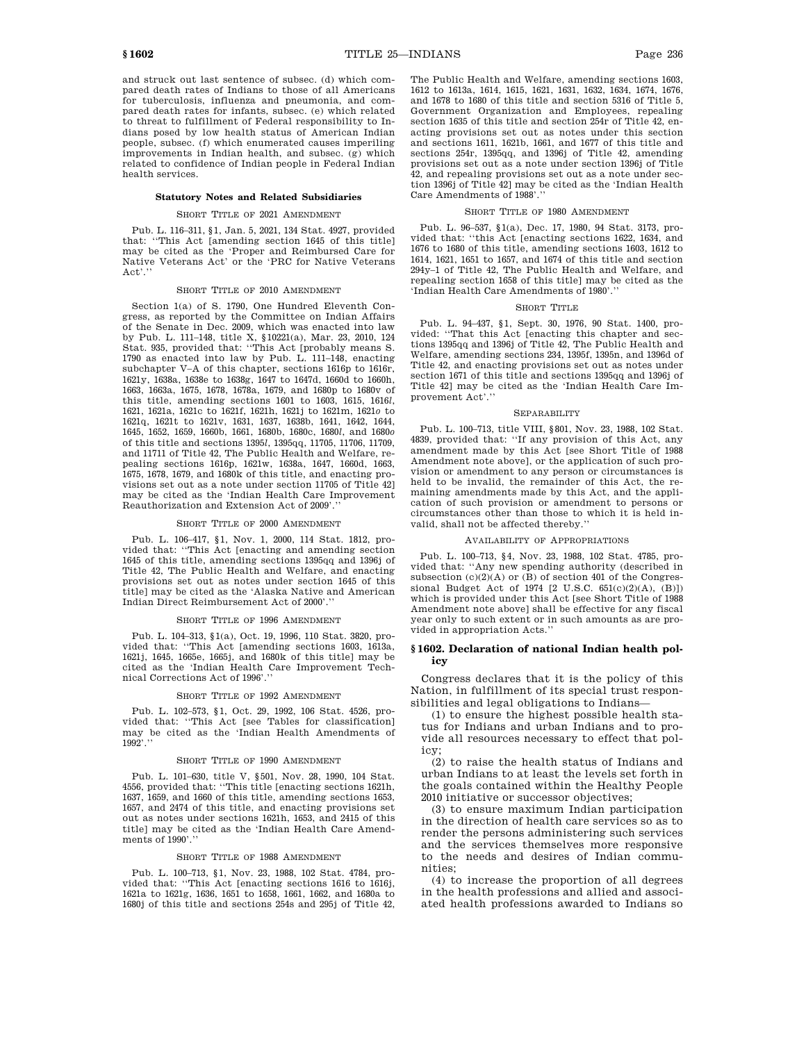and struck out last sentence of subsec. (d) which compared death rates of Indians to those of all Americans for tuberculosis, influenza and pneumonia, and compared death rates for infants, subsec. (e) which related to threat to fulfillment of Federal responsibility to Indians posed by low health status of American Indian people, subsec. (f) which enumerated causes imperiling improvements in Indian health, and subsec. (g) which related to confidence of Indian people in Federal Indian health services.

### Statutory Notes and Related Subsidiaries

SHORT TITLE OF 2021 AMENDMENT

Pub. L. 116–311, §1, Jan. 5, 2021, 134 Stat. 4927, provided that: ''This Act [amending section 1645 of this title] may be cited as the 'Proper and Reimbursed Care for Native Veterans Act' or the 'PRC for Native Veterans Act'.''

SHORT TITLE OF 2010 AMENDMENT

Section 1(a) of S. 1790, One Hundred Eleventh Congress, as reported by the Committee on Indian Affairs of the Senate in Dec. 2009, which was enacted into law by Pub. L. 111–148, title X, §10221(a), Mar. 23, 2010, 124 Stat. 935, provided that: ''This Act [probably means S. 1790 as enacted into law by Pub. L. 111–148, enacting subchapter V–A of this chapter, sections 1616p to 1616r, 1621y, 1638a, 1638e to 1638g, 1647 to 1647d, 1660d to 1660h, 1663, 1663a, 1675, 1678, 1678a, 1679, and 1680p to 1680v of this title, amending sections 1601 to 1603, 1615, 1616*l*, 1621, 1621a, 1621c to 1621f, 1621h, 1621j to 1621m, 1621*o* to 1621q, 1621t to 1621v, 1631, 1637, 1638b, 1641, 1642, 1644, 1645, 1652, 1659, 1660b, 1661, 1680b, 1680c, 1680*l*, and 1680*o* of this title and sections 1395*l*, 1395qq, 11705, 11706, 11709, and 11711 of Title 42, The Public Health and Welfare, repealing sections 1616p, 1621w, 1638a, 1647, 1660d, 1663, 1675, 1678, 1679, and 1680k of this title, and enacting provisions set out as a note under section 11705 of Title 42] may be cited as the 'Indian Health Care Improvement Reauthorization and Extension Act of 2009'.''

SHORT TITLE OF 2000 AMENDMENT

Pub. L. 106–417, §1, Nov. 1, 2000, 114 Stat. 1812, provided that: ''This Act [enacting and amending section 1645 of this title, amending sections 1395qq and 1396j of Title 42, The Public Health and Welfare, and enacting provisions set out as notes under section 1645 of this title] may be cited as the 'Alaska Native and American Indian Direct Reimbursement Act of 2000'.''

SHORT TITLE OF 1996 AMENDMENT

Pub. L. 104–313, §1(a), Oct. 19, 1996, 110 Stat. 3820, provided that: ''This Act [amending sections 1603, 1613a, 1621j, 1645, 1665e, 1665j, and 1680k of this title] may be cited as the 'Indian Health Care Improvement Technical Corrections Act of 1996'.''

SHORT TITLE OF 1992 AMENDMENT

Pub. L. 102–573, §1, Oct. 29, 1992, 106 Stat. 4526, provided that: ''This Act [see Tables for classification] may be cited as the 'Indian Health Amendments of 1992'.''

SHORT TITLE OF 1990 AMENDMENT

Pub. L. 101–630, title V, §501, Nov. 28, 1990, 104 Stat. 4556, provided that: ''This title [enacting sections 1621h, 1637, 1659, and 1660 of this title, amending sections 1653, 1657, and 2474 of this title, and enacting provisions set out as notes under sections 1621h, 1653, and 2415 of this title] may be cited as the 'Indian Health Care Amendments of 1990'.''

SHORT TITLE OF 1988 AMENDMENT

Pub. L. 100–713, §1, Nov. 23, 1988, 102 Stat. 4784, provided that: ''This Act [enacting sections 1616 to 1616j, 1621a to 1621g, 1636, 1651 to 1658, 1661, 1662, and 1680a to 1680j of this title and sections 254s and 295j of Title 42, The Public Health and Welfare, amending sections 1603, 1612 to 1613a, 1614, 1615, 1621, 1631, 1632, 1634, 1674, 1676, and 1678 to 1680 of this title and section 5316 of Title 5, Government Organization and Employees, repealing section 1635 of this title and section 254r of Title 42, enacting provisions set out as notes under this section and sections 1611, 1621b, 1661, and 1677 of this title and sections 254r, 1395qq, and 1396j of Title 42, amending provisions set out as a note under section 1396j of Title 42, and repealing provisions set out as a note under section 1396j of Title 42] may be cited as the 'Indian Health Care Amendments of 1988'.''

SHORT TITLE OF 1980 AMENDMENT

Pub. L. 96–537, §1(a), Dec. 17, 1980, 94 Stat. 3173, provided that: ''this Act [enacting sections 1622, 1634, and 1676 to 1680 of this title, amending sections 1603, 1612 to 1614, 1621, 1651 to 1657, and 1674 of this title and section 294y–1 of Title 42, The Public Health and Welfare, and repealing section 1658 of this title] may be cited as the 'Indian Health Care Amendments of 1980'.''

SHORT TITLE

Pub. L. 94–437, §1, Sept. 30, 1976, 90 Stat. 1400, provided: ''That this Act [enacting this chapter and sections 1395qq and 1396j of Title 42, The Public Health and Welfare, amending sections 234, 1395f, 1395n, and 1396d of Title 42, and enacting provisions set out as notes under section 1671 of this title and sections 1395qq and 1396j of Title 42] may be cited as the 'Indian Health Care Improvement Act'.''

SEPARABILITY

Pub. L. 100–713, title VIII, §801, Nov. 23, 1988, 102 Stat. 4839, provided that: ''If any provision of this Act, any amendment made by this Act [see Short Title of 1988 Amendment note above], or the application of such provision or amendment to any person or circumstances is held to be invalid, the remainder of this Act, the remaining amendments made by this Act, and the application of such provision or amendment to persons or circumstances other than those to which it is held invalid, shall not be affected thereby.''

AVAILABILITY OF APPROPRIATIONS

Pub. L. 100–713, §4, Nov. 23, 1988, 102 Stat. 4785, provided that: ''Any new spending authority (described in subsection (c)(2)(A) or (B) of section 401 of the Congressional Budget Act of 1974 [2 U.S.C. 651(c)(2)(A), (B)]) which is provided under this Act [see Short Title of 1988 Amendment note above] shall be effective for any fiscal year only to such extent or in such amounts as are provided in appropriation Acts.''

## §1602. Declaration of national Indian health policy

Congress declares that it is the policy of this Nation, in fulfillment of its special trust responsibilities and legal obligations to Indians—

(1) to ensure the highest possible health status for Indians and urban Indians and to provide all resources necessary to effect that policy;

(2) to raise the health status of Indians and urban Indians to at least the levels set forth in the goals contained within the Healthy People 2010 initiative or successor objectives;

(3) to ensure maximum Indian participation in the direction of health care services so as to render the persons administering such services and the services themselves more responsive to the needs and desires of Indian communities;

(4) to increase the proportion of all degrees in the health professions and allied and associated health professions awarded to Indians so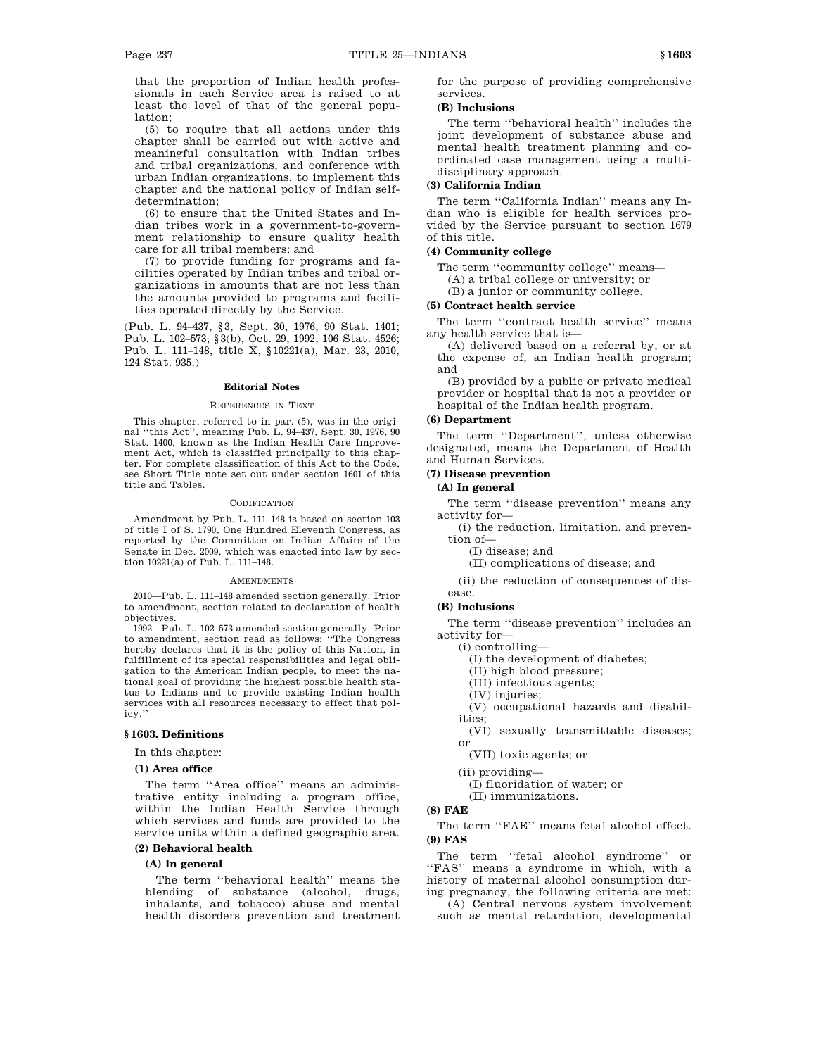that the proportion of Indian health professionals in each Service area is raised to at least the level of that of the general population;

(5) to require that all actions under this chapter shall be carried out with active and meaningful consultation with Indian tribes and tribal organizations, and conference with urban Indian organizations, to implement this chapter and the national policy of Indian self-determination;

(6) to ensure that the United States and Indian tribes work in a government-to-government relationship to ensure quality health care for all tribal members; and

(7) to provide funding for programs and facilities operated by Indian tribes and tribal organizations in amounts that are not less than the amounts provided to programs and facilities operated directly by the Service.

(Pub. L. 94–437, §3, Sept. 30, 1976, 90 Stat. 1401; Pub. L. 102–573, §3(b), Oct. 29, 1992, 106 Stat. 4526; Pub. L. 111–148, title X, §10221(a), Mar. 23, 2010, 124 Stat. 935.)

**Editorial Notes**

REFERENCES IN TEXT

This chapter, referred to in par. (5), was in the original ''this Act'', meaning Pub. L. 94–437, Sept. 30, 1976, 90 Stat. 1400, known as the Indian Health Care Improvement Act, which is classified principally to this chapter. For complete classification of this Act to the Code, see Short Title note set out under section 1601 of this title and Tables.

CODIFICATION

Amendment by Pub. L. 111–148 is based on section 103 of title I of S. 1790, One Hundred Eleventh Congress, as reported by the Committee on Indian Affairs of the Senate in Dec. 2009, which was enacted into law by section 10221(a) of Pub. L. 111–148.

AMENDMENTS

2010—Pub. L. 111–148 amended section generally. Prior to amendment, section related to declaration of health objectives.

1992—Pub. L. 102–573 amended section generally. Prior to amendment, section read as follows: ''The Congress hereby declares that it is the policy of this Nation, in fulfillment of its special responsibilities and legal obligation to the American Indian people, to meet the national goal of providing the highest possible health status to Indians and to provide existing Indian health services with all resources necessary to effect that policy.''

## §1603. Definitions

In this chapter:

**(1) Area office**

The term ''Area office'' means an administrative entity including a program office, within the Indian Health Service through which services and funds are provided to the service units within a defined geographic area.

**(2) Behavioral health**

**(A) In general**

The term ''behavioral health'' means the blending of substance (alcohol, drugs, inhalants, and tobacco) abuse and mental health disorders prevention and treatment for the purpose of providing comprehensive services.

**(B) Inclusions**

The term ''behavioral health'' includes the joint development of substance abuse and mental health treatment planning and coordinated case management using a multidisciplinary approach.

**(3) California Indian**

The term ''California Indian'' means any Indian who is eligible for health services provided by the Service pursuant to section 1679 of this title.

**(4) Community college**

The term ''community college'' means—

(A) a tribal college or university; or

(B) a junior or community college.

**(5) Contract health service**

The term ''contract health service'' means any health service that is—

(A) delivered based on a referral by, or at the expense of, an Indian health program; and

(B) provided by a public or private medical provider or hospital that is not a provider or hospital of the Indian health program.

**(6) Department**

The term ''Department'', unless otherwise designated, means the Department of Health and Human Services.

**(7) Disease prevention**

**(A) In general**

The term ''disease prevention'' means any activity for—

(i) the reduction, limitation, and prevention of—

(I) disease; and

(II) complications of disease; and

(ii) the reduction of consequences of disease.

**(B) Inclusions**

The term ''disease prevention'' includes an activity for—

(i) controlling—

(I) the development of diabetes;

(II) high blood pressure;

(III) infectious agents;

(IV) injuries;

(V) occupational hazards and disabilities;

(VI) sexually transmittable diseases; or

(VII) toxic agents; or

(ii) providing—

(I) fluoridation of water; or

(II) immunizations.

**(8) FAE**

The term ''FAE'' means fetal alcohol effect.

**(9) FAS**

The term ''fetal alcohol syndrome'' or ''FAS'' means a syndrome in which, with a history of maternal alcohol consumption during pregnancy, the following criteria are met:

(A) Central nervous system involvement such as mental retardation, developmental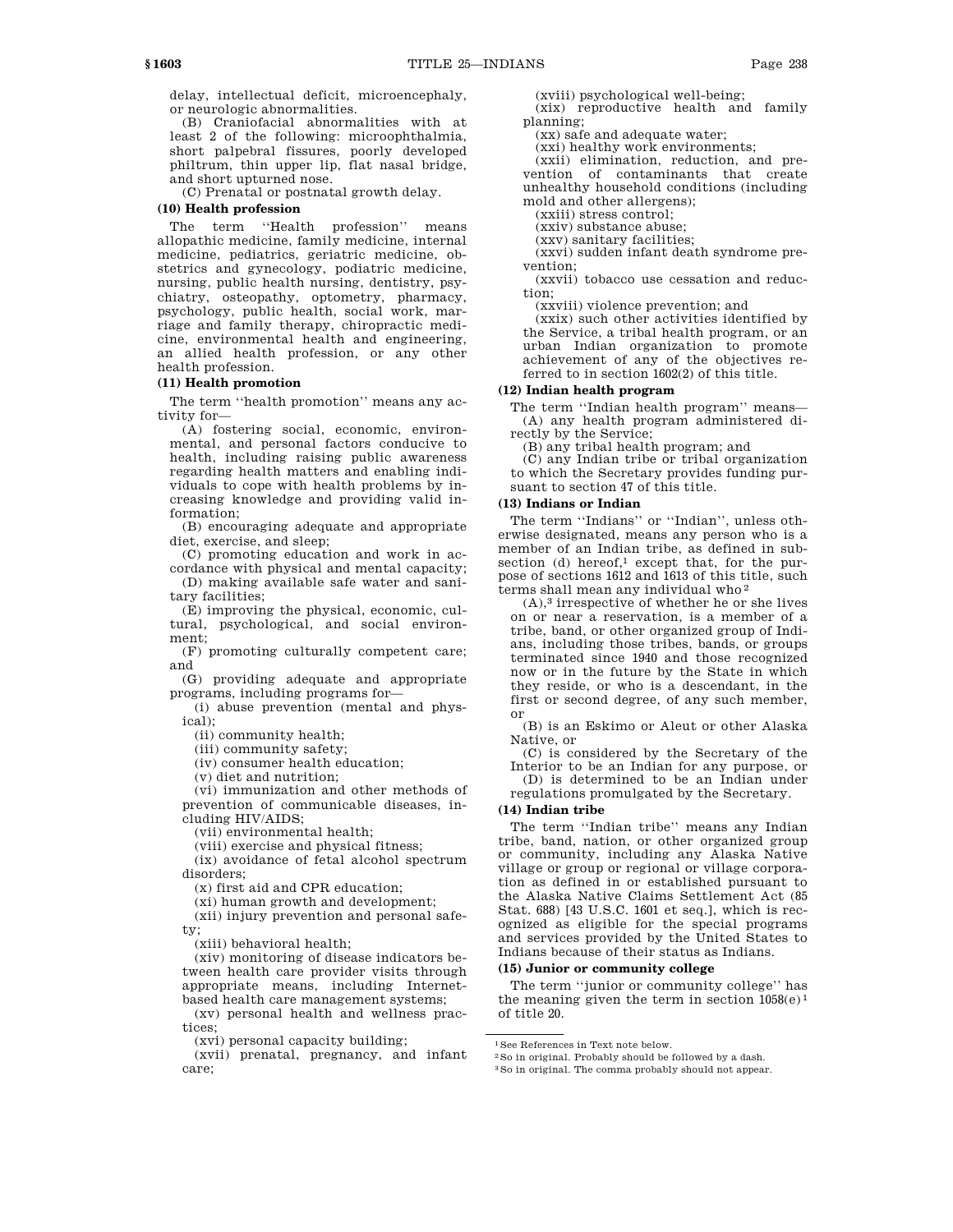delay, intellectual deficit, microencephaly, or neurologic abnormalities.

(B) Craniofacial abnormalities with at least 2 of the following: microophthalmia, short palpebral fissures, poorly developed philtrum, thin upper lip, flat nasal bridge, and short upturned nose.

(C) Prenatal or postnatal growth delay.

**(10) Health profession**

The term ''Health profession'' means allopathic medicine, family medicine, internal medicine, pediatrics, geriatric medicine, obstetrics and gynecology, podiatric medicine, nursing, public health nursing, dentistry, psychiatry, osteopathy, optometry, pharmacy, psychology, public health, social work, marriage and family therapy, chiropractic medicine, environmental health and engineering, an allied health profession, or any other health profession.

**(11) Health promotion**

The term ''health promotion'' means any activity for—

(A) fostering social, economic, environmental, and personal factors conducive to health, including raising public awareness regarding health matters and enabling individuals to cope with health problems by increasing knowledge and providing valid information;

(B) encouraging adequate and appropriate diet, exercise, and sleep;

(C) promoting education and work in accordance with physical and mental capacity;

(D) making available safe water and sanitary facilities;

(E) improving the physical, economic, cultural, psychological, and social environment;

(F) promoting culturally competent care; and

(G) providing adequate and appropriate programs, including programs for—

(i) abuse prevention (mental and physical);

(ii) community health;

(iii) community safety;

(iv) consumer health education;

(v) diet and nutrition;

(vi) immunization and other methods of prevention of communicable diseases, including HIV/AIDS;

(vii) environmental health;

(viii) exercise and physical fitness;

(ix) avoidance of fetal alcohol spectrum disorders;

(x) first aid and CPR education;

(xi) human growth and development;

(xii) injury prevention and personal safety;

(xiii) behavioral health;

(xiv) monitoring of disease indicators between health care provider visits through appropriate means, including Internet-based health care management systems;

(xv) personal health and wellness practices;

(xvi) personal capacity building;

(xvii) prenatal, pregnancy, and infant care;

(xviii) psychological well-being;

(xix) reproductive health and family planning;

(xx) safe and adequate water;

(xxi) healthy work environments;

(xxii) elimination, reduction, and prevention of contaminants that create unhealthy household conditions (including mold and other allergens);

(xxiii) stress control;

(xxiv) substance abuse;

(xxv) sanitary facilities;

(xxvi) sudden infant death syndrome prevention;

(xxvii) tobacco use cessation and reduction;

(xxviii) violence prevention; and

(xxix) such other activities identified by the Service, a tribal health program, or an urban Indian organization to promote achievement of any of the objectives referred to in section 1602(2) of this title.

**(12) Indian health program**

The term ''Indian health program'' means—

(A) any health program administered directly by the Service;

(B) any tribal health program; and

(C) any Indian tribe or tribal organization to which the Secretary provides funding pursuant to section 47 of this title.

**(13) Indians or Indian**

The term ''Indians'' or ''Indian'', unless otherwise designated, means any person who is a member of an Indian tribe, as defined in subsection (d) hereof,[1] except that, for the purpose of sections 1612 and 1613 of this title, such terms shall mean any individual who[2]

(A),[3] irrespective of whether he or she lives on or near a reservation, is a member of a tribe, band, or other organized group of Indians, including those tribes, bands, or groups terminated since 1940 and those recognized now or in the future by the State in which they reside, or who is a descendant, in the first or second degree, of any such member, or

(B) is an Eskimo or Aleut or other Alaska Native, or

(C) is considered by the Secretary of the Interior to be an Indian for any purpose, or

(D) is determined to be an Indian under regulations promulgated by the Secretary.

**(14) Indian tribe**

The term ''Indian tribe'' means any Indian tribe, band, nation, or other organized group or community, including any Alaska Native village or group or regional or village corporation as defined in or established pursuant to the Alaska Native Claims Settlement Act (85 Stat. 688) [43 U.S.C. 1601 et seq.], which is recognized as eligible for the special programs and services provided by the United States to Indians because of their status as Indians.

**(15) Junior or community college**

The term ''junior or community college'' has the meaning given the term in section 1058(e)[1] of title 20.

---

[1] See References in Text note below.

[2] So in original. Probably should be followed by a dash.

[3] So in original. The comma probably should not appear.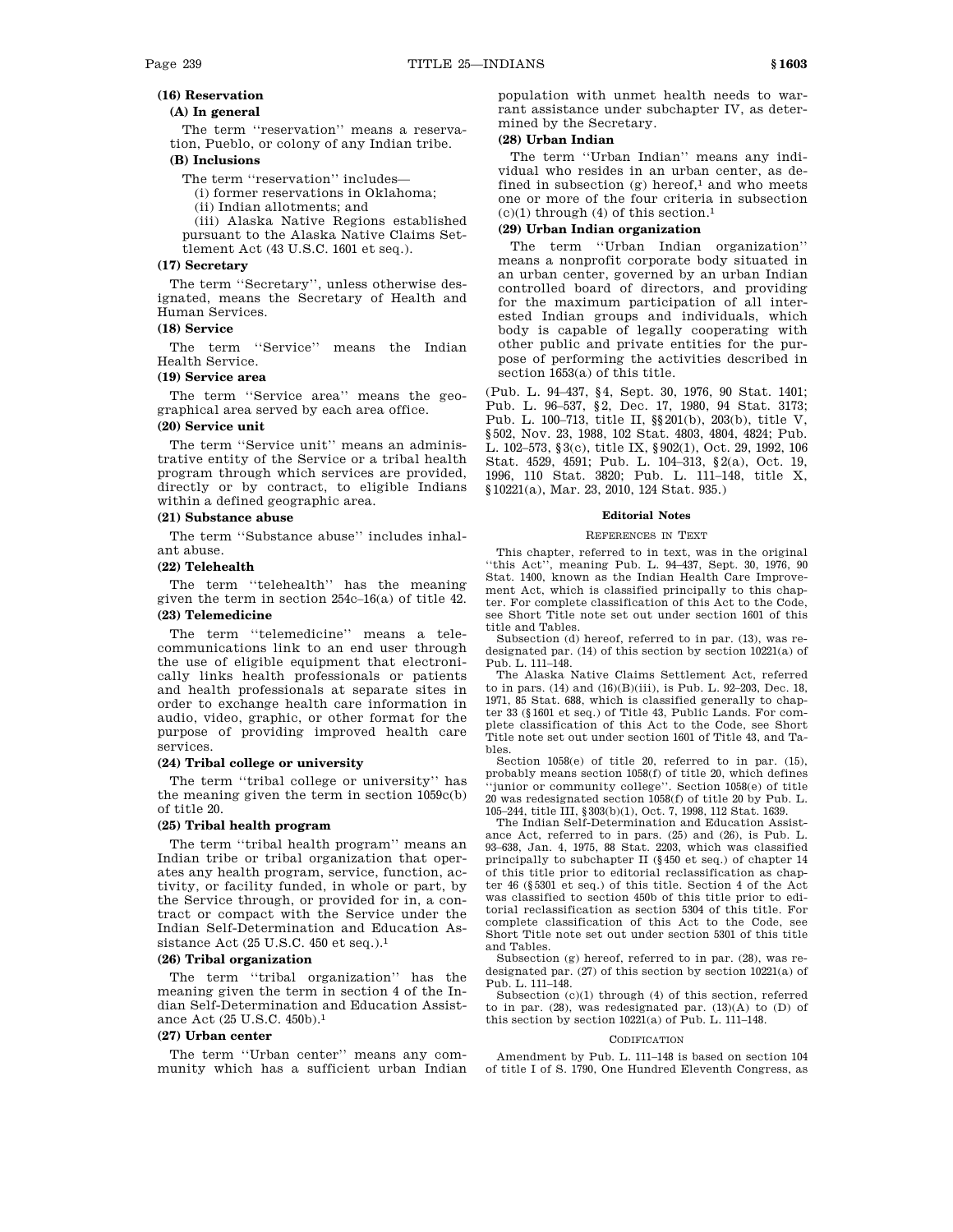**(16) Reservation**

**(A) In general**

The term "reservation" means a reservation, Pueblo, or colony of any Indian tribe.

**(B) Inclusions**

The term "reservation" includes—

(i) former reservations in Oklahoma;

(ii) Indian allotments; and

(iii) Alaska Native Regions established pursuant to the Alaska Native Claims Settlement Act (43 U.S.C. 1601 et seq.).

**(17) Secretary**

The term "Secretary", unless otherwise designated, means the Secretary of Health and Human Services.

**(18) Service**

The term "Service" means the Indian Health Service.

**(19) Service area**

The term "Service area" means the geographical area served by each area office.

**(20) Service unit**

The term "Service unit" means an administrative entity of the Service or a tribal health program through which services are provided, directly or by contract, to eligible Indians within a defined geographic area.

**(21) Substance abuse**

The term "Substance abuse" includes inhalant abuse.

**(22) Telehealth**

The term "telehealth" has the meaning given the term in section 254c–16(a) of title 42.

**(23) Telemedicine**

The term "telemedicine" means a telecommunications link to an end user through the use of eligible equipment that electronically links health professionals or patients and health professionals at separate sites in order to exchange health care information in audio, video, graphic, or other format for the purpose of providing improved health care services.

**(24) Tribal college or university**

The term "tribal college or university" has the meaning given the term in section 1059c(b) of title 20.

**(25) Tribal health program**

The term "tribal health program" means an Indian tribe or tribal organization that operates any health program, service, function, activity, or facility funded, in whole or part, by the Service through, or provided for in, a contract or compact with the Service under the Indian Self-Determination and Education Assistance Act (25 U.S.C. 450 et seq.).[1]

**(26) Tribal organization**

The term "tribal organization" has the meaning given the term in section 4 of the Indian Self-Determination and Education Assistance Act (25 U.S.C. 450b).[1]

**(27) Urban center**

The term "Urban center" means any community which has a sufficient urban Indian population with unmet health needs to warrant assistance under subchapter IV, as determined by the Secretary.

**(28) Urban Indian**

The term "Urban Indian" means any individual who resides in an urban center, as defined in subsection (g) hereof,[1] and who meets one or more of the four criteria in subsection (c)(1) through (4) of this section.[1]

**(29) Urban Indian organization**

The term "Urban Indian organization" means a nonprofit corporate body situated in an urban center, governed by an urban Indian controlled board of directors, and providing for the maximum participation of all interested Indian groups and individuals, which body is capable of legally cooperating with other public and private entities for the purpose of performing the activities described in section 1653(a) of this title.

(Pub. L. 94–437, §4, Sept. 30, 1976, 90 Stat. 1401; Pub. L. 96–537, §2, Dec. 17, 1980, 94 Stat. 3173; Pub. L. 100–713, title II, §§201(b), 203(b), title V, §502, Nov. 23, 1988, 102 Stat. 4803, 4804, 4824; Pub. L. 102–573, §3(c), title IX, §902(1), Oct. 29, 1992, 106 Stat. 4529, 4591; Pub. L. 104–313, §2(a), Oct. 19, 1996, 110 Stat. 3820; Pub. L. 111–148, title X, §10221(a), Mar. 23, 2010, 124 Stat. 935.)

#### Editorial Notes

##### References in Text

This chapter, referred to in text, was in the original "this Act", meaning Pub. L. 94–437, Sept. 30, 1976, 90 Stat. 1400, known as the Indian Health Care Improvement Act, which is classified principally to this chapter. For complete classification of this Act to the Code, see Short Title note set out under section 1601 of this title and Tables.

Subsection (d) hereof, referred to in par. (13), was redesignated par. (14) of this section by section 10221(a) of Pub. L. 111–148.

The Alaska Native Claims Settlement Act, referred to in pars. (14) and (16)(B)(iii), is Pub. L. 92–203, Dec. 18, 1971, 85 Stat. 688, which is classified generally to chapter 33 (§1601 et seq.) of Title 43, Public Lands. For complete classification of this Act to the Code, see Short Title note set out under section 1601 of Title 43 and Tables.

Section 1058(e) of title 20, referred to in par. (15), probably means section 1058(f) of title 20, which defines "junior or community college". Section 1058(e) of title 20 was redesignated section 1058(f) of title 20 by Pub. L. 105–244, title III, §303(b)(1), Oct. 7, 1998, 112 Stat. 1639.

The Indian Self-Determination and Education Assistance Act, referred to in pars. (25) and (26), is Pub. L. 93–638, Jan. 4, 1975, 88 Stat. 2203, which was classified principally to subchapter II (§450 et seq.) of chapter 14 of this title prior to editorial reclassification as chapter 46 (§5301 et seq.) of this title. Section 4 of the Act was classified to section 450b of this title prior to editorial reclassification as section 5304 of this title. For complete classification of this Act to the Code, see Short Title note set out under section 5301 of this title and Tables.

Subsection (g) hereof, referred to in par. (28), was redesignated par. (27) of this section by section 10221(a) of Pub. L. 111–148.

Subsection (c)(1) through (4) of this section, referred to in par. (28), was redesignated par. (13)(A) to (D) of this section by section 10221(a) of Pub. L. 111–148.

##### Codification

Amendment by Pub. L. 111–148 is based on section 104 of title I of S. 1790, One Hundred Eleventh Congress, as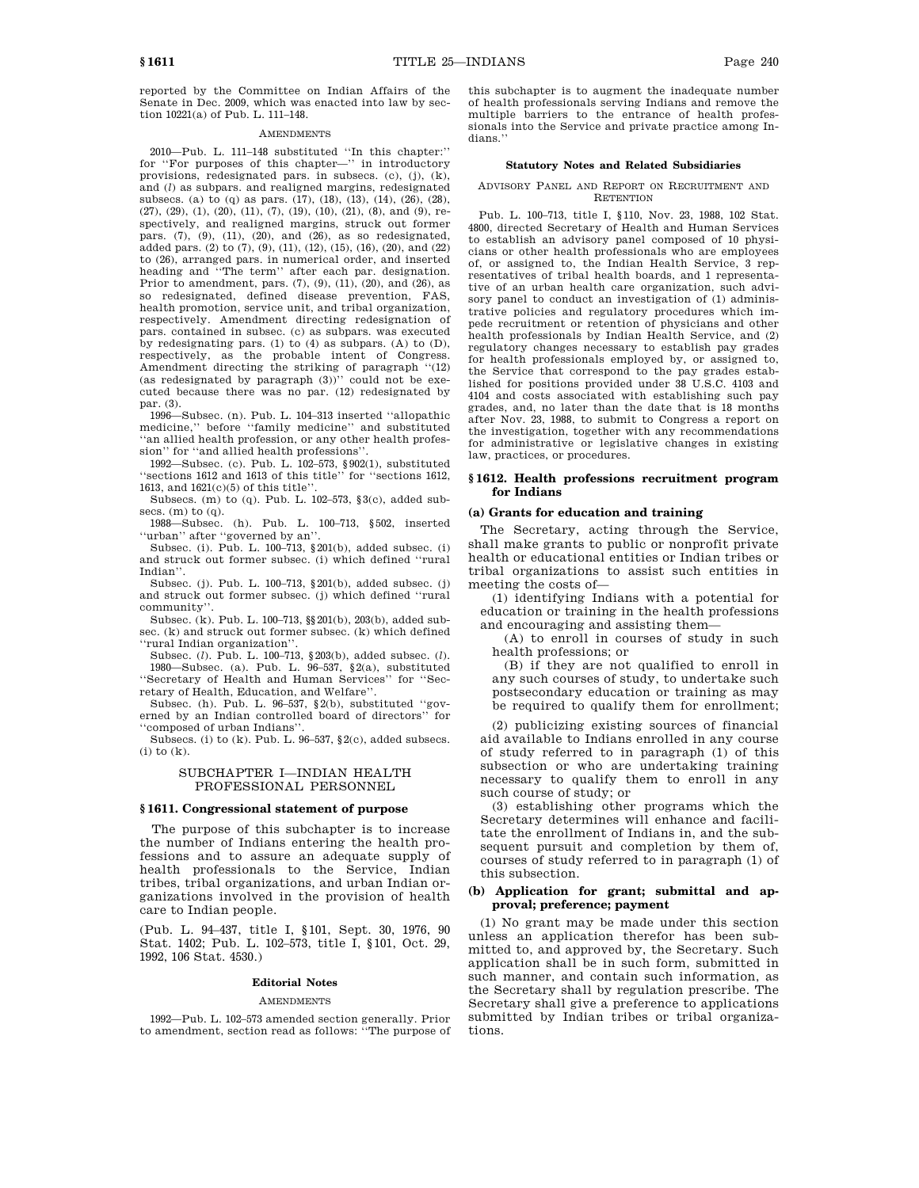reported by the Committee on Indian Affairs of the Senate in Dec. 2009, which was enacted into law by section 10221(a) of Pub. L. 111–148.

AMENDMENTS

2010—Pub. L. 111–148 substituted ''In this chapter:'' for ''For purposes of this chapter—'' in introductory provisions, redesignated pars. in subsecs. (c), (j), (k), and (*l*) as subpars. and realigned margins, redesignated subsecs. (a) to (q) as pars. (17), (18), (13), (14), (26), (28), (27), (29), (1), (20), (11), (7), (19), (10), (21), (8), and (9), respectively, and realigned margins, struck out former pars. (7), (9), (11), (20), and (26), as so redesignated, added pars. (2) to (7), (9), (11), (12), (15), (16), (20), and (22) to (26), arranged pars. in numerical order, and inserted heading and ''The term'' after each par. designation. Prior to amendment, pars. (7), (9), (11), (20), and (26), as so redesignated, defined disease prevention, FAS, health promotion, service unit, and tribal organization, respectively. Amendment directing redesignation of pars. contained in subsec. (c) as subpars. was executed by redesignating pars. (1) to (4) as subpars. (A) to (D), respectively, as the probable intent of Congress. Amendment directing the striking of paragraph ''(12) (as redesignated by paragraph (3))'' could not be executed because there was no par. (12) redesignated by par. (3).

1996—Subsec. (n). Pub. L. 104–313 inserted ''allopathic medicine,'' before ''family medicine'' and substituted ''an allied health profession, or any other health profession'' for ''and allied health professions''.

1992—Subsec. (c). Pub. L. 102–573, §902(1), substituted ''sections 1612 and 1613 of this title'' for ''sections 1612, 1613, and 1621(c)(5) of this title''.

Subsecs. (m) to (q). Pub. L. 102–573, §3(c), added subsecs. (m) to (q).

1988—Subsec. (h). Pub. L. 100–713, §502, inserted ''urban'' after ''governed by an''.

Subsec. (i). Pub. L. 100–713, §201(b), added subsec. (i) and struck out former subsec. (i) which defined ''rural Indian''.

Subsec. (j). Pub. L. 100–713, §201(b), added subsec. (j) and struck out former subsec. (j) which defined ''rural community''.

Subsec. (k). Pub. L. 100–713, §§201(b), 203(b), added subsec. (k) and struck out former subsec. (k) which defined ''rural Indian organization''.

Subsec. (*l*). Pub. L. 100–713, §203(b), added subsec. (*l*).

1980—Subsec. (a). Pub. L. 96–537, §2(a), substituted ''Secretary of Health and Human Services'' for ''Secretary of Health, Education, and Welfare''.

Subsec. (h). Pub. L. 96–537, §2(b), substituted ''governed by an Indian controlled board of directors'' for ''composed of urban Indians''.

Subsecs. (i) to (k). Pub. L. 96–537, §2(c), added subsecs. (i) to (k).

## SUBCHAPTER I—INDIAN HEALTH PROFESSIONAL PERSONNEL

### §1611. Congressional statement of purpose

The purpose of this subchapter is to increase the number of Indians entering the health professions and to assure an adequate supply of health professionals to the Service, Indian tribes, tribal organizations, and urban Indian organizations involved in the provision of health care to Indian people.

(Pub. L. 94–437, title I, §101, Sept. 30, 1976, 90 Stat. 1402; Pub. L. 102–573, title I, §101, Oct. 29, 1992, 106 Stat. 4530.)

**Editorial Notes**

AMENDMENTS

1992—Pub. L. 102–573 amended section generally. Prior to amendment, section read as follows: ''The purpose of this subchapter is to augment the inadequate number of health professionals serving Indians and remove the multiple barriers to the entrance of health professionals into the Service and private practice among Indians.''

**Statutory Notes and Related Subsidiaries**

ADVISORY PANEL AND REPORT ON RECRUITMENT AND RETENTION

Pub. L. 100–713, title I, §110, Nov. 23, 1988, 102 Stat. 4800, directed Secretary of Health and Human Services to establish an advisory panel composed of 10 physicians or other health professionals who are employees of, or assigned to, the Indian Health Service, 3 representatives of tribal health boards, and 1 representative of an urban health care organization, such advisory panel to conduct an investigation of (1) administrative policies and regulatory procedures which impede recruitment or retention of physicians and other health professionals by Indian Health Service, and (2) regulatory changes necessary to establish pay grades for health professionals employed by, or assigned to, the Service that correspond to the pay grades established for positions provided under 38 U.S.C. 4103 and 4104 and costs associated with establishing such pay grades, and, no later than the date that is 18 months after Nov. 23, 1988, to submit to Congress a report on the investigation, together with any recommendations for administrative or legislative changes in existing law, practices, or procedures.

### §1612. Health professions recruitment program for Indians

#### (a) Grants for education and training

The Secretary, acting through the Service, shall make grants to public or nonprofit private health or educational entities or Indian tribes or tribal organizations to assist such entities in meeting the costs of—

(1) identifying Indians with a potential for education or training in the health professions and encouraging and assisting them—

(A) to enroll in courses of study in such health professions; or

(B) if they are not qualified to enroll in any such courses of study, to undertake such postsecondary education or training as may be required to qualify them for enrollment;

(2) publicizing existing sources of financial aid available to Indians enrolled in any course of study referred to in paragraph (1) of this subsection or who are undertaking training necessary to qualify them to enroll in any such course of study; or

(3) establishing other programs which the Secretary determines will enhance and facilitate the enrollment of Indians in, and the subsequent pursuit and completion by them of, courses of study referred to in paragraph (1) of this subsection.

#### (b) Application for grant; submittal and approval; preference; payment

(1) No grant may be made under this section unless an application therefor has been submitted to, and approved by, the Secretary. Such application shall be in such form, submitted in such manner, and contain such information, as the Secretary shall by regulation prescribe. The Secretary shall give a preference to applications submitted by Indian tribes or tribal organizations.